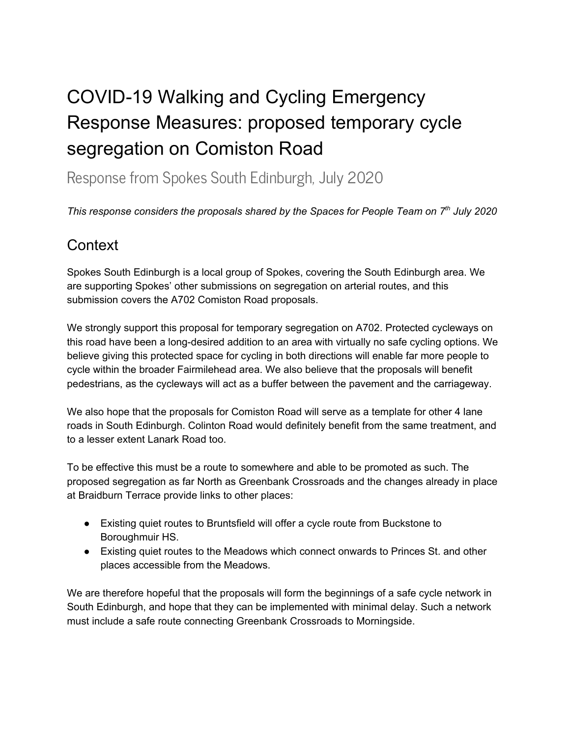# COVID-19 Walking and Cycling Emergency Response Measures: proposed temporary cycle segregation on Comiston Road

## Response from Spokes South Edinburgh, July 2020

*This response considers the proposals shared by the Spaces for People Team on 7th July 2020*

## Context

Spokes South Edinburgh is a local group of Spokes, covering the South Edinburgh area. We are supporting Spokes' other submissions on segregation on arterial routes, and this submission covers the A702 Comiston Road proposals.

We strongly support this proposal for temporary segregation on A702. Protected cycleways on this road have been a long-desired addition to an area with virtually no safe cycling options. We believe giving this protected space for cycling in both directions will enable far more people to cycle within the broader Fairmilehead area. We also believe that the proposals will benefit pedestrians, as the cycleways will act as a buffer between the pavement and the carriageway.

We also hope that the proposals for Comiston Road will serve as a template for other 4 lane roads in South Edinburgh. Colinton Road would definitely benefit from the same treatment, and to a lesser extent Lanark Road too.

To be effective this must be a route to somewhere and able to be promoted as such. The proposed segregation as far North as Greenbank Crossroads and the changes already in place at Braidburn Terrace provide links to other places:

- Existing quiet routes to Bruntsfield will offer a cycle route from Buckstone to Boroughmuir HS.
- Existing quiet routes to the Meadows which connect onwards to Princes St. and other places accessible from the Meadows.

We are therefore hopeful that the proposals will form the beginnings of a safe cycle network in South Edinburgh, and hope that they can be implemented with minimal delay. Such a network must include a safe route connecting Greenbank Crossroads to Morningside.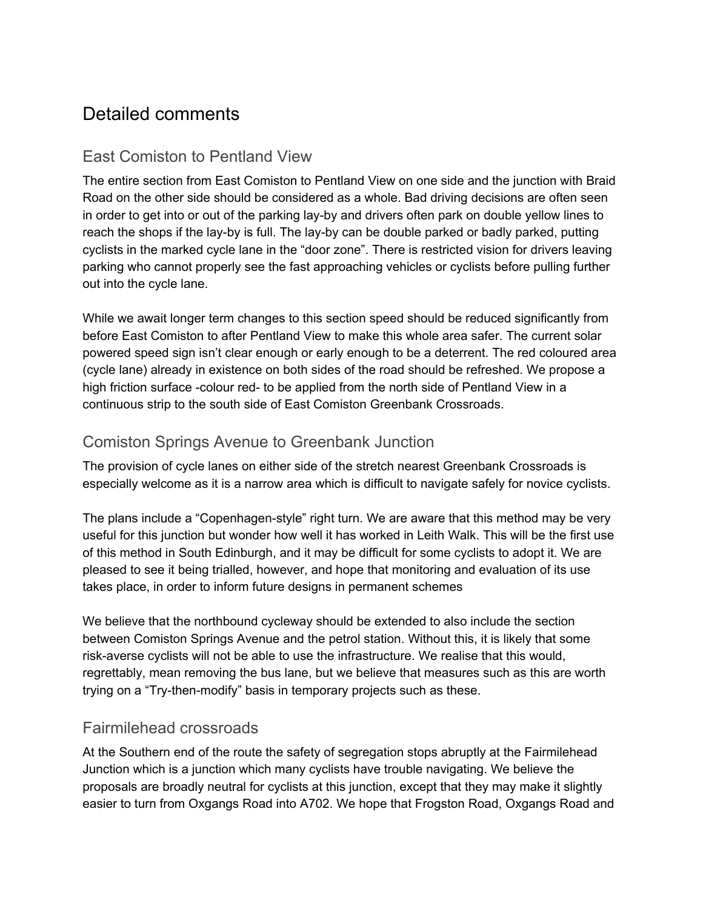# Detailed comments

## East Comiston to Pentland View

The entire section from East Comiston to Pentland View on one side and the junction with Braid Road on the other side should be considered as a whole. Bad driving decisions are often seen in order to get into or out of the parking lay-by and drivers often park on double yellow lines to reach the shops if the lay-by is full. The lay-by can be double parked or badly parked, putting cyclists in the marked cycle lane in the "door zone". There is restricted vision for drivers leaving parking who cannot properly see the fast approaching vehicles or cyclists before pulling further out into the cycle lane.

While we await longer term changes to this section speed should be reduced significantly from before East Comiston to after Pentland View to make this whole area safer. The current solar powered speed sign isn't clear enough or early enough to be a deterrent. The red coloured area (cycle lane) already in existence on both sides of the road should be refreshed. We propose a high friction surface -colour red- to be applied from the north side of Pentland View in a continuous strip to the south side of East Comiston Greenbank Crossroads.

## Comiston Springs Avenue to Greenbank Junction

The provision of cycle lanes on either side of the stretch nearest Greenbank Crossroads is especially welcome as it is a narrow area which is difficult to navigate safely for novice cyclists.

The plans include a "Copenhagen-style" right turn. We are aware that this method may be very useful for this junction but wonder how well it has worked in Leith Walk. This will be the first use of this method in South Edinburgh, and it may be difficult for some cyclists to adopt it. We are pleased to see it being trialled, however, and hope that monitoring and evaluation of its use takes place, in order to inform future designs in permanent schemes

We believe that the northbound cycleway should be extended to also include the section between Comiston Springs Avenue and the petrol station. Without this, it is likely that some risk-averse cyclists will not be able to use the infrastructure. We realise that this would, regrettably, mean removing the bus lane, but we believe that measures such as this are worth trying on a "Try-then-modify" basis in temporary projects such as these.

## Fairmilehead crossroads

At the Southern end of the route the safety of segregation stops abruptly at the Fairmilehead Junction which is a junction which many cyclists have trouble navigating. We believe the proposals are broadly neutral for cyclists at this junction, except that they may make it slightly easier to turn from Oxgangs Road into A702. We hope that Frogston Road, Oxgangs Road and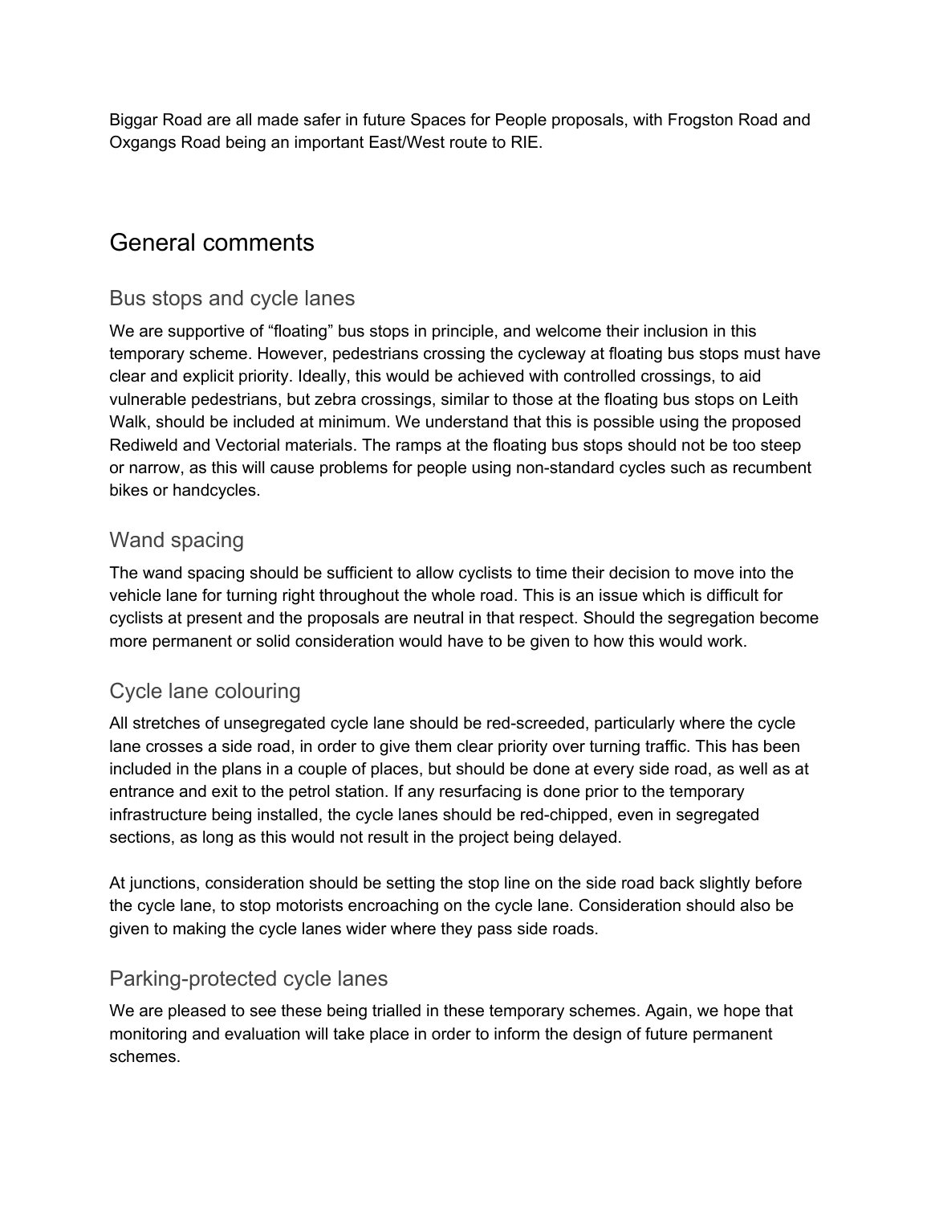Biggar Road are all made safer in future Spaces for People proposals, with Frogston Road and Oxgangs Road being an important East/West route to RIE.

## General comments

### Bus stops and cycle lanes

We are supportive of “floating” bus stops in principle, and welcome their inclusion in this temporary scheme. However, pedestrians crossing the cycleway at floating bus stops must have clear and explicit priority. Ideally, this would be achieved with controlled crossings, to aid vulnerable pedestrians, but zebra crossings, similar to those at the floating bus stops on Leith Walk, should be included at minimum. We understand that this is possible using the proposed Rediweld and Vectorial materials. The ramps at the floating bus stops should not be too steep or narrow, as this will cause problems for people using non-standard cycles such as recumbent bikes or handcycles.

### Wand spacing

The wand spacing should be sufficient to allow cyclists to time their decision to move into the vehicle lane for turning right throughout the whole road. This is an issue which is difficult for cyclists at present and the proposals are neutral in that respect. Should the segregation become more permanent or solid consideration would have to be given to how this would work.

### Cycle lane colouring

All stretches of unsegregated cycle lane should be red-screeded, particularly where the cycle lane crosses a side road, in order to give them clear priority over turning traffic. This has been included in the plans in a couple of places, but should be done at every side road, as well as at entrance and exit to the petrol station. If any resurfacing is done prior to the temporary infrastructure being installed, the cycle lanes should be red-chipped, even in segregated sections, as long as this would not result in the project being delayed.

At junctions, consideration should be setting the stop line on the side road back slightly before the cycle lane, to stop motorists encroaching on the cycle lane. Consideration should also be given to making the cycle lanes wider where they pass side roads.

### Parking-protected cycle lanes

We are pleased to see these being trialled in these temporary schemes. Again, we hope that monitoring and evaluation will take place in order to inform the design of future permanent schemes.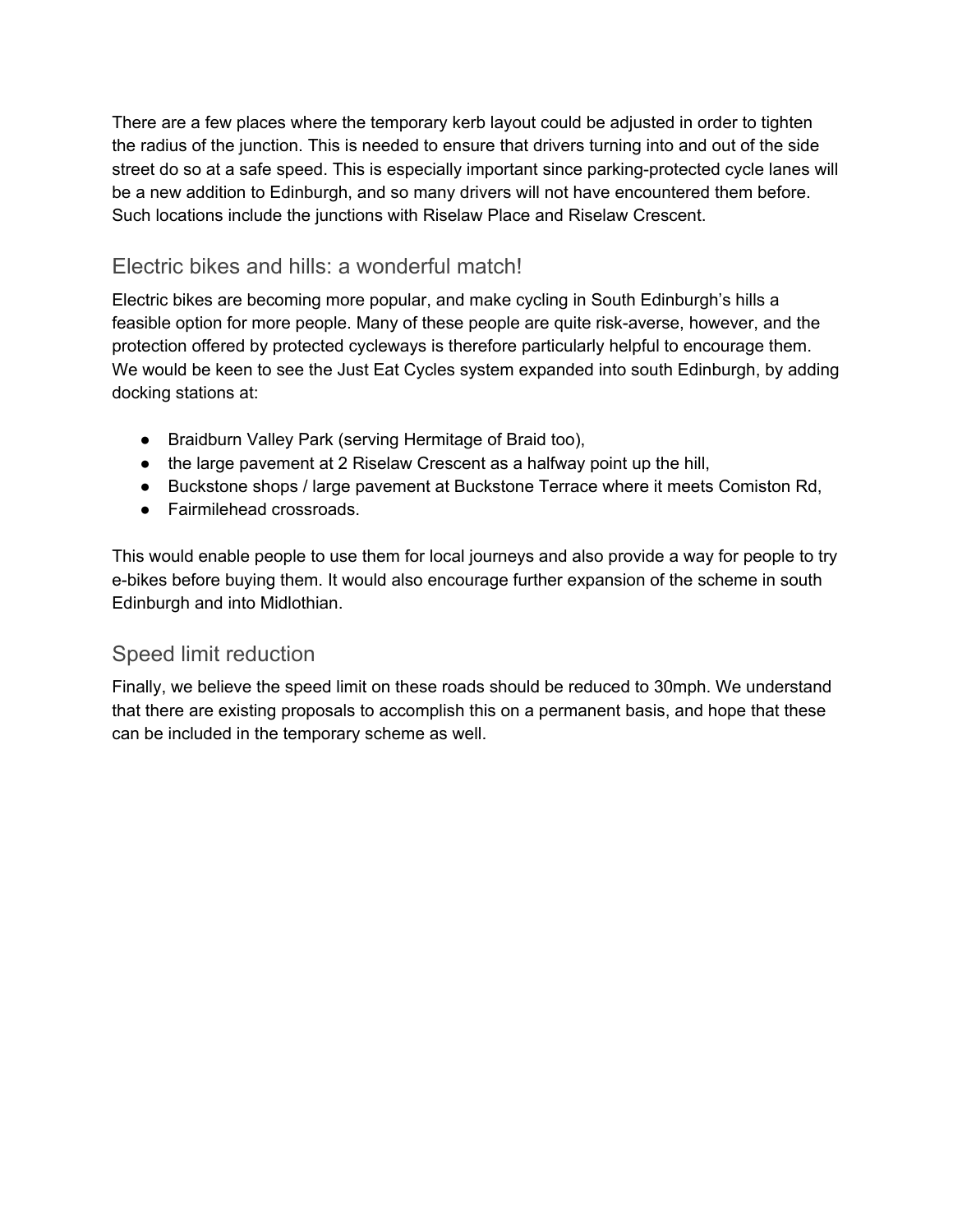There are a few places where the temporary kerb layout could be adjusted in order to tighten the radius of the junction. This is needed to ensure that drivers turning into and out of the side street do so at a safe speed. This is especially important since parking-protected cycle lanes will be a new addition to Edinburgh, and so many drivers will not have encountered them before. Such locations include the junctions with Riselaw Place and Riselaw Crescent.

## Electric bikes and hills: a wonderful match!

Electric bikes are becoming more popular, and make cycling in South Edinburgh's hills a feasible option for more people. Many of these people are quite risk-averse, however, and the protection offered by protected cycleways is therefore particularly helpful to encourage them. We would be keen to see the Just Eat Cycles system expanded into south Edinburgh, by adding docking stations at:

- Braidburn Valley Park (serving Hermitage of Braid too),
- the large pavement at 2 Riselaw Crescent as a halfway point up the hill,
- Buckstone shops / large pavement at Buckstone Terrace where it meets Comiston Rd,
- Fairmilehead crossroads.

This would enable people to use them for local journeys and also provide a way for people to try e-bikes before buying them. It would also encourage further expansion of the scheme in south Edinburgh and into Midlothian.

## Speed limit reduction

Finally, we believe the speed limit on these roads should be reduced to 30mph. We understand that there are existing proposals to accomplish this on a permanent basis, and hope that these can be included in the temporary scheme as well.